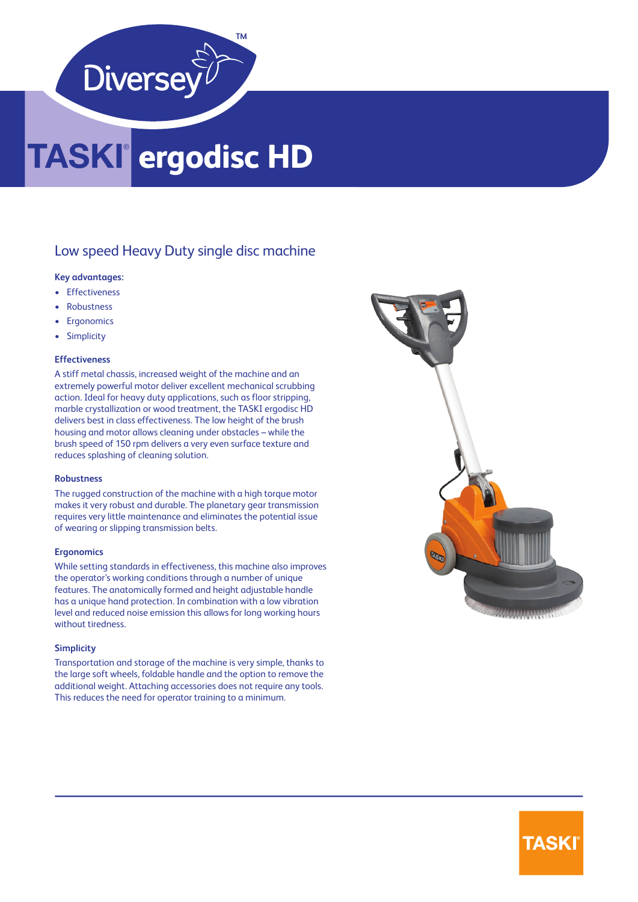# TASKI® ergodisc HD

## Low speed Heavy Duty single disc machine

**Key advantages:**

- Effectiveness
- Robustness
- Ergonomics
- Simplicity

### Effectiveness

A stiff metal chassis, increased weight of the machine and an extremely powerful motor deliver excellent mechanical scrubbing action. Ideal for heavy duty applications, such as floor stripping, marble crystallization or wood treatment, the TASKI ergodisc HD delivers best in class effectiveness. The low height of the brush housing and motor allows cleaning under obstacles – while the brush speed of 150 rpm delivers a very even surface texture and reduces splashing of cleaning solution.

### Robustness

The rugged construction of the machine with a high torque motor makes it very robust and durable. The planetary gear transmission requires very little maintenance and eliminates the potential issue of wearing or slipping transmission belts.

### Ergonomics

While setting standards in effectiveness, this machine also improves the operator's working conditions through a number of unique features. The anatomically formed and height adjustable handle has a unique hand protection. In combination with a low vibration level and reduced noise emission this allows for long working hours without tiredness.

### Simplicity

Transportation and storage of the machine is very simple, thanks to the large soft wheels, foldable handle and the option to remove the additional weight. Attaching accessories does not require any tools. This reduces the need for operator training to a minimum.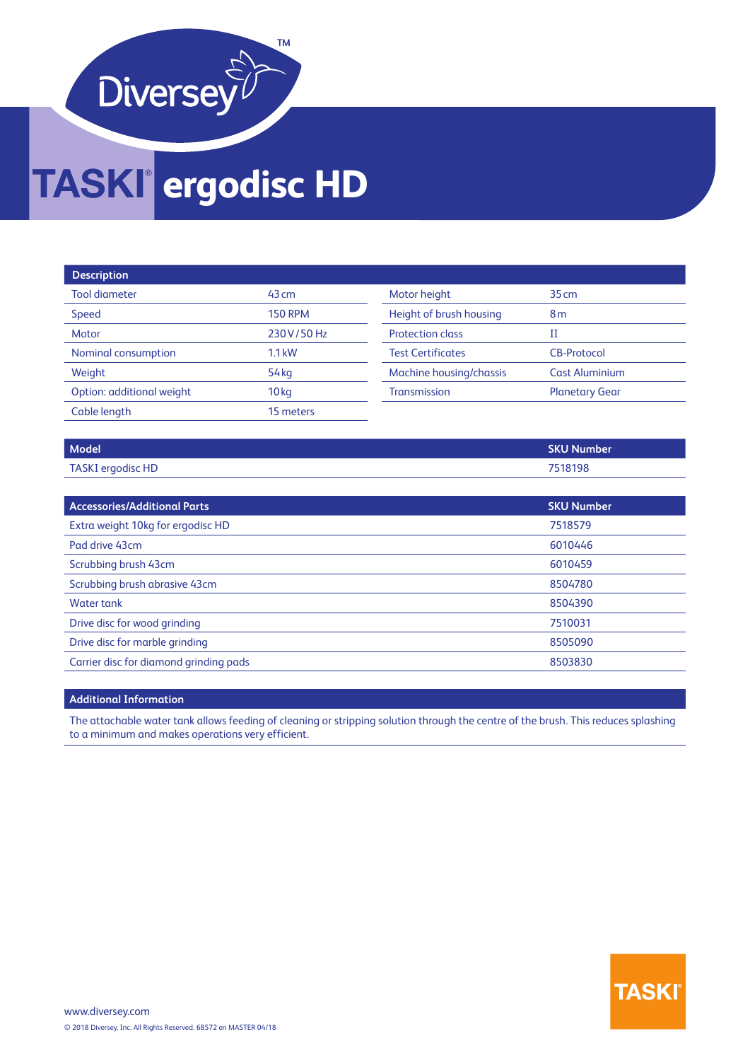# TASKI® ergodisc HD

| Description | | | |
|---|---|---|---|
| Tool diameter | 43 cm | Motor height | 35 cm |
| Speed | 150 RPM | Height of brush housing | 8 m |
| Motor | 230 V / 50 Hz | Protection class | II |
| Nominal consumption | 1.1 kW | Test Certificates | CB-Protocol |
| Weight | 54 kg | Machine housing/chassis | Cast Aluminium |
| Option: additional weight | 10 kg | Transmission | Planetary Gear |
| Cable length | 15 meters | | |

| Model | SKU Number |
|---|---|
| TASKI ergodisc HD | 7518198 |

| Accessories/Additional Parts | SKU Number |
|---|---|
| Extra weight 10kg for ergodisc HD | 7518579 |
| Pad drive 43cm | 6010446 |
| Scrubbing brush 43cm | 6010459 |
| Scrubbing brush abrasive 43cm | 8504780 |
| Water tank | 8504390 |
| Drive disc for wood grinding | 7510031 |
| Drive disc for marble grinding | 8505090 |
| Carrier disc for diamond grinding pads | 8503830 |

## Additional Information

The attachable water tank allows feeding of cleaning or stripping solution through the centre of the brush. This reduces splashing to a minimum and makes operations very efficient.

www.diversey.com

© 2018 Diversey, Inc. All Rights Reserved. 68572 en MASTER 04/18